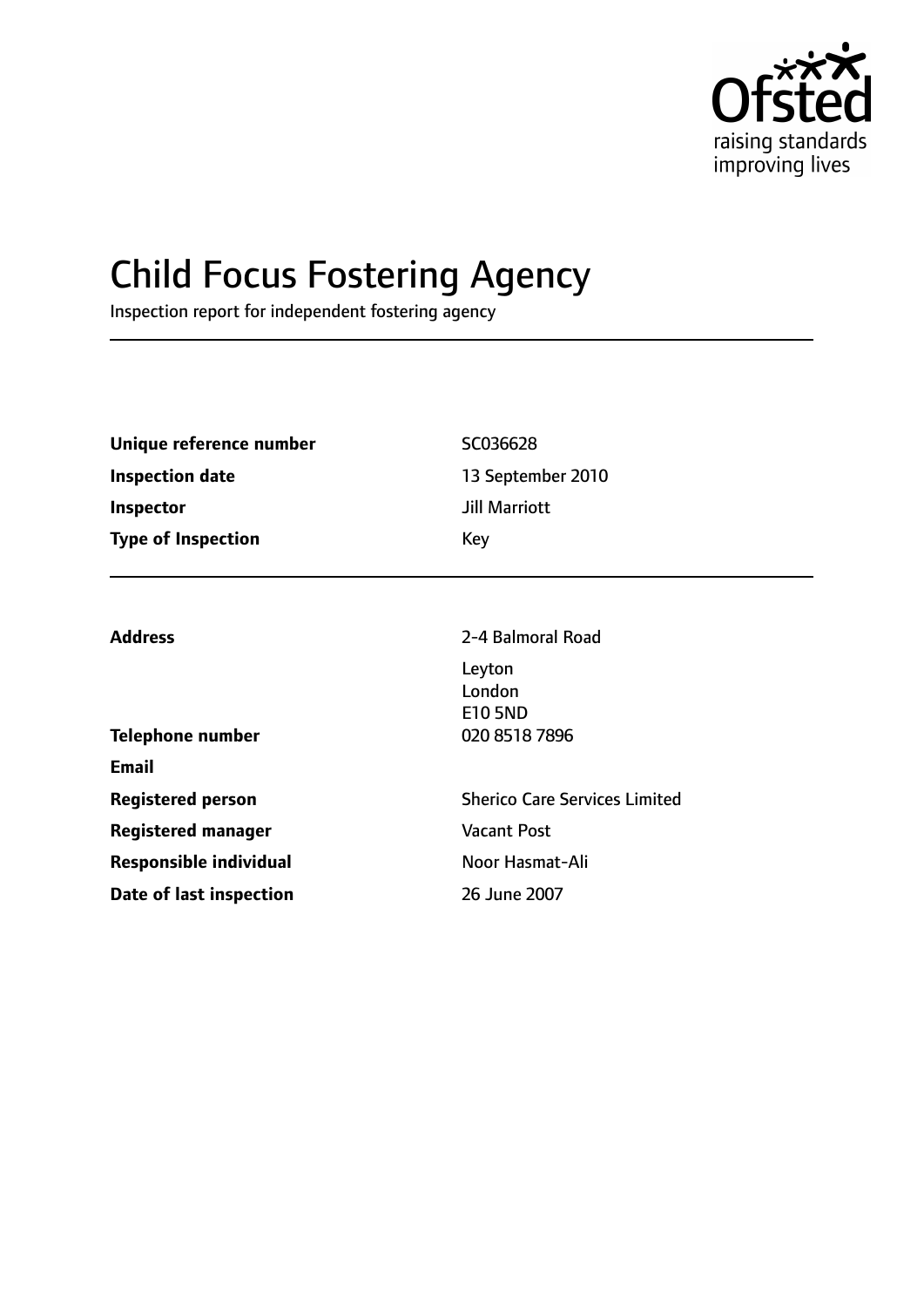Ofsted
raising standards
improving lives

# Child Focus Fostering Agency

Inspection report for independent fostering agency

| | |
|---|---|
| **Unique reference number** | SC036628 |
| **Inspection date** | 13 September 2010 |
| **Inspector** | Jill Marriott |
| **Type of Inspection** | Key |

| | |
|---|---|
| **Address** | 2-4 Balmoral Road<br>Leyton<br>London<br>E10 5ND |
| **Telephone number** | 020 8518 7896 |
| **Email** | |
| **Registered person** | Sherico Care Services Limited |
| **Registered manager** | Vacant Post |
| **Responsible individual** | Noor Hasmat-Ali |
| **Date of last inspection** | 26 June 2007 |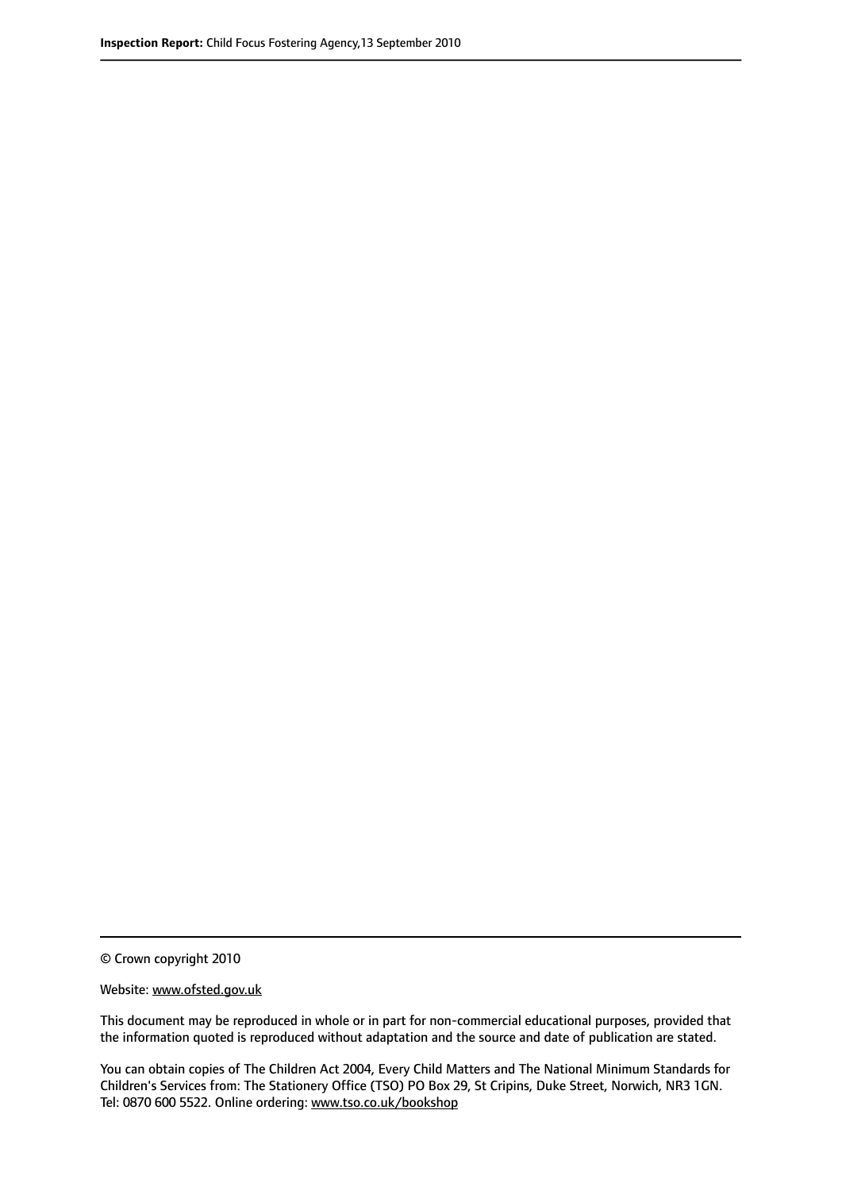© Crown copyright 2010

Website: www.ofsted.gov.uk

This document may be reproduced in whole or in part for non-commercial educational purposes, provided that the information quoted is reproduced without adaptation and the source and date of publication are stated.

You can obtain copies of The Children Act 2004, Every Child Matters and The National Minimum Standards for Children's Services from: The Stationery Office (TSO) PO Box 29, St Cripins, Duke Street, Norwich, NR3 1GN. Tel: 0870 600 5522. Online ordering: www.tso.co.uk/bookshop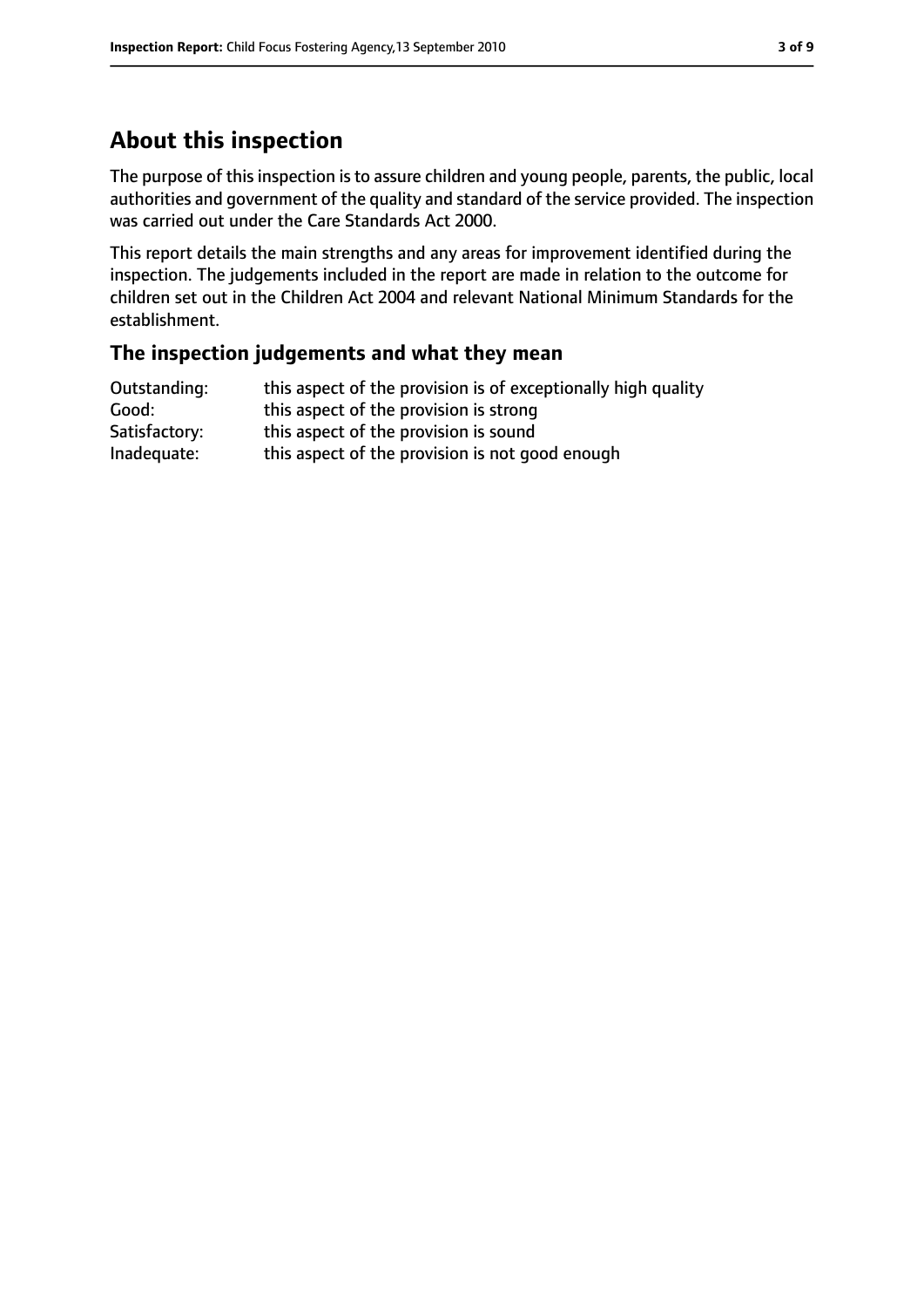## About this inspection

The purpose of this inspection is to assure children and young people, parents, the public, local authorities and government of the quality and standard of the service provided. The inspection was carried out under the Care Standards Act 2000.

This report details the main strengths and any areas for improvement identified during the inspection. The judgements included in the report are made in relation to the outcome for children set out in the Children Act 2004 and relevant National Minimum Standards for the establishment.

### The inspection judgements and what they mean

| | |
|---|---|
| Outstanding: | this aspect of the provision is of exceptionally high quality |
| Good: | this aspect of the provision is strong |
| Satisfactory: | this aspect of the provision is sound |
| Inadequate: | this aspect of the provision is not good enough |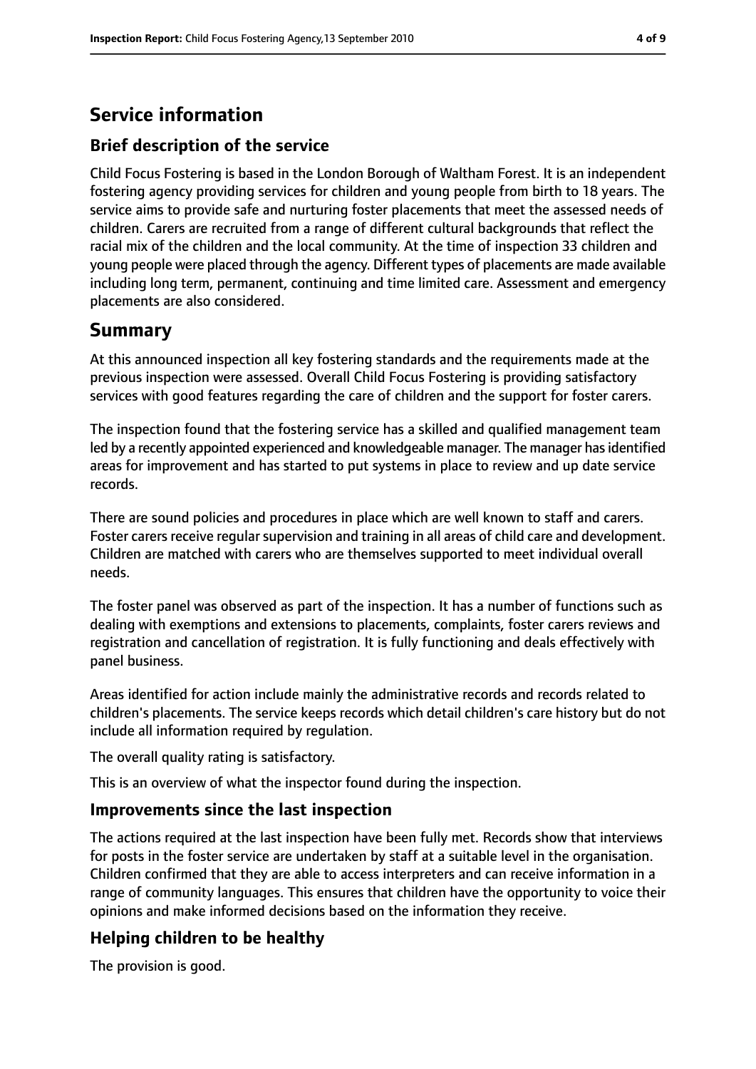# Service information

## Brief description of the service

Child Focus Fostering is based in the London Borough of Waltham Forest. It is an independent fostering agency providing services for children and young people from birth to 18 years. The service aims to provide safe and nurturing foster placements that meet the assessed needs of children. Carers are recruited from a range of different cultural backgrounds that reflect the racial mix of the children and the local community. At the time of inspection 33 children and young people were placed through the agency. Different types of placements are made available including long term, permanent, continuing and time limited care. Assessment and emergency placements are also considered.

# Summary

At this announced inspection all key fostering standards and the requirements made at the previous inspection were assessed. Overall Child Focus Fostering is providing satisfactory services with good features regarding the care of children and the support for foster carers.

The inspection found that the fostering service has a skilled and qualified management team led by a recently appointed experienced and knowledgeable manager. The manager has identified areas for improvement and has started to put systems in place to review and up date service records.

There are sound policies and procedures in place which are well known to staff and carers. Foster carers receive regular supervision and training in all areas of child care and development. Children are matched with carers who are themselves supported to meet individual overall needs.

The foster panel was observed as part of the inspection. It has a number of functions such as dealing with exemptions and extensions to placements, complaints, foster carers reviews and registration and cancellation of registration. It is fully functioning and deals effectively with panel business.

Areas identified for action include mainly the administrative records and records related to children's placements. The service keeps records which detail children's care history but do not include all information required by regulation.

The overall quality rating is satisfactory.

This is an overview of what the inspector found during the inspection.

## Improvements since the last inspection

The actions required at the last inspection have been fully met. Records show that interviews for posts in the foster service are undertaken by staff at a suitable level in the organisation. Children confirmed that they are able to access interpreters and can receive information in a range of community languages. This ensures that children have the opportunity to voice their opinions and make informed decisions based on the information they receive.

## Helping children to be healthy

The provision is good.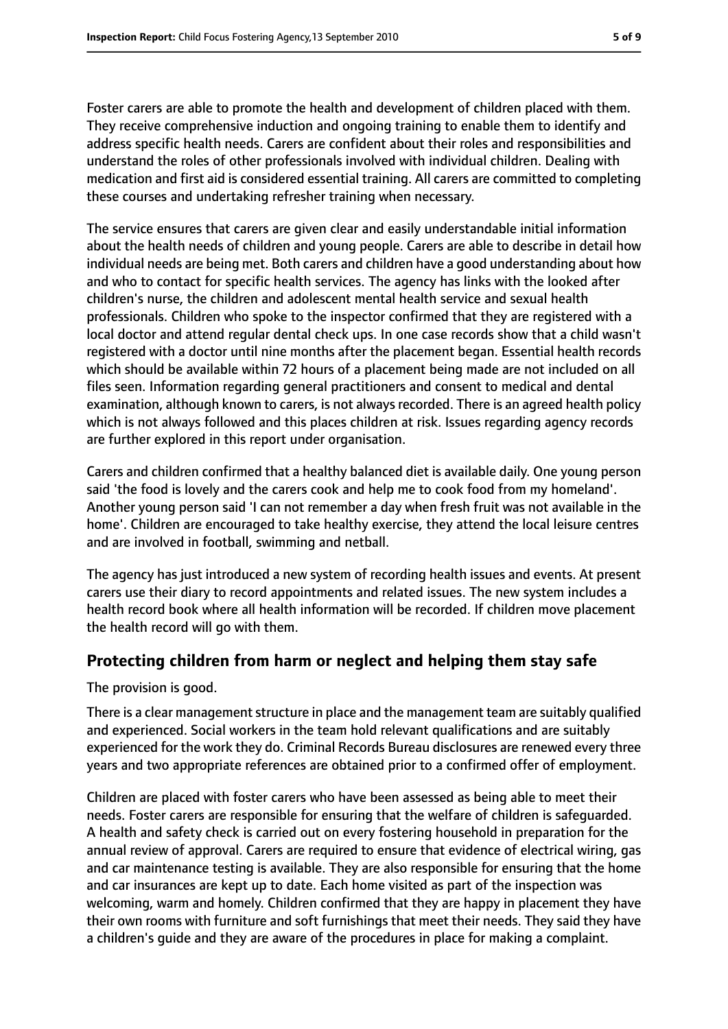Foster carers are able to promote the health and development of children placed with them. They receive comprehensive induction and ongoing training to enable them to identify and address specific health needs. Carers are confident about their roles and responsibilities and understand the roles of other professionals involved with individual children. Dealing with medication and first aid is considered essential training. All carers are committed to completing these courses and undertaking refresher training when necessary.

The service ensures that carers are given clear and easily understandable initial information about the health needs of children and young people. Carers are able to describe in detail how individual needs are being met. Both carers and children have a good understanding about how and who to contact for specific health services. The agency has links with the looked after children's nurse, the children and adolescent mental health service and sexual health professionals. Children who spoke to the inspector confirmed that they are registered with a local doctor and attend regular dental check ups. In one case records show that a child wasn't registered with a doctor until nine months after the placement began. Essential health records which should be available within 72 hours of a placement being made are not included on all files seen. Information regarding general practitioners and consent to medical and dental examination, although known to carers, is not always recorded. There is an agreed health policy which is not always followed and this places children at risk. Issues regarding agency records are further explored in this report under organisation.

Carers and children confirmed that a healthy balanced diet is available daily. One young person said 'the food is lovely and the carers cook and help me to cook food from my homeland'. Another young person said 'I can not remember a day when fresh fruit was not available in the home'. Children are encouraged to take healthy exercise, they attend the local leisure centres and are involved in football, swimming and netball.

The agency has just introduced a new system of recording health issues and events. At present carers use their diary to record appointments and related issues. The new system includes a health record book where all health information will be recorded. If children move placement the health record will go with them.

## Protecting children from harm or neglect and helping them stay safe

The provision is good.

There is a clear management structure in place and the management team are suitably qualified and experienced. Social workers in the team hold relevant qualifications and are suitably experienced for the work they do. Criminal Records Bureau disclosures are renewed every three years and two appropriate references are obtained prior to a confirmed offer of employment.

Children are placed with foster carers who have been assessed as being able to meet their needs. Foster carers are responsible for ensuring that the welfare of children is safeguarded. A health and safety check is carried out on every fostering household in preparation for the annual review of approval. Carers are required to ensure that evidence of electrical wiring, gas and car maintenance testing is available. They are also responsible for ensuring that the home and car insurances are kept up to date. Each home visited as part of the inspection was welcoming, warm and homely. Children confirmed that they are happy in placement they have their own rooms with furniture and soft furnishings that meet their needs. They said they have a children's guide and they are aware of the procedures in place for making a complaint.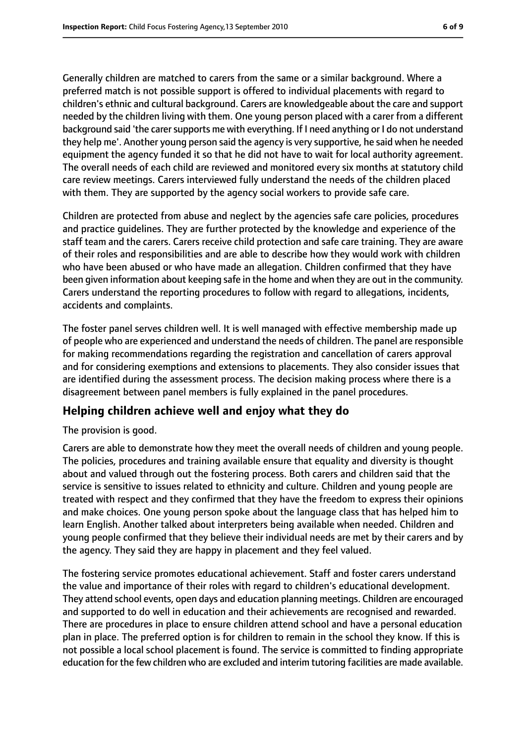Generally children are matched to carers from the same or a similar background. Where a preferred match is not possible support is offered to individual placements with regard to children's ethnic and cultural background. Carers are knowledgeable about the care and support needed by the children living with them. One young person placed with a carer from a different background said 'the carer supports me with everything. If I need anything or I do not understand they help me'. Another young person said the agency is very supportive, he said when he needed equipment the agency funded it so that he did not have to wait for local authority agreement. The overall needs of each child are reviewed and monitored every six months at statutory child care review meetings. Carers interviewed fully understand the needs of the children placed with them. They are supported by the agency social workers to provide safe care.

Children are protected from abuse and neglect by the agencies safe care policies, procedures and practice guidelines. They are further protected by the knowledge and experience of the staff team and the carers. Carers receive child protection and safe care training. They are aware of their roles and responsibilities and are able to describe how they would work with children who have been abused or who have made an allegation. Children confirmed that they have been given information about keeping safe in the home and when they are out in the community. Carers understand the reporting procedures to follow with regard to allegations, incidents, accidents and complaints.

The foster panel serves children well. It is well managed with effective membership made up of people who are experienced and understand the needs of children. The panel are responsible for making recommendations regarding the registration and cancellation of carers approval and for considering exemptions and extensions to placements. They also consider issues that are identified during the assessment process. The decision making process where there is a disagreement between panel members is fully explained in the panel procedures.

## Helping children achieve well and enjoy what they do

The provision is good.

Carers are able to demonstrate how they meet the overall needs of children and young people. The policies, procedures and training available ensure that equality and diversity is thought about and valued through out the fostering process. Both carers and children said that the service is sensitive to issues related to ethnicity and culture. Children and young people are treated with respect and they confirmed that they have the freedom to express their opinions and make choices. One young person spoke about the language class that has helped him to learn English. Another talked about interpreters being available when needed. Children and young people confirmed that they believe their individual needs are met by their carers and by the agency. They said they are happy in placement and they feel valued.

The fostering service promotes educational achievement. Staff and foster carers understand the value and importance of their roles with regard to children's educational development. They attend school events, open days and education planning meetings. Children are encouraged and supported to do well in education and their achievements are recognised and rewarded. There are procedures in place to ensure children attend school and have a personal education plan in place. The preferred option is for children to remain in the school they know. If this is not possible a local school placement is found. The service is committed to finding appropriate education for the few children who are excluded and interim tutoring facilities are made available.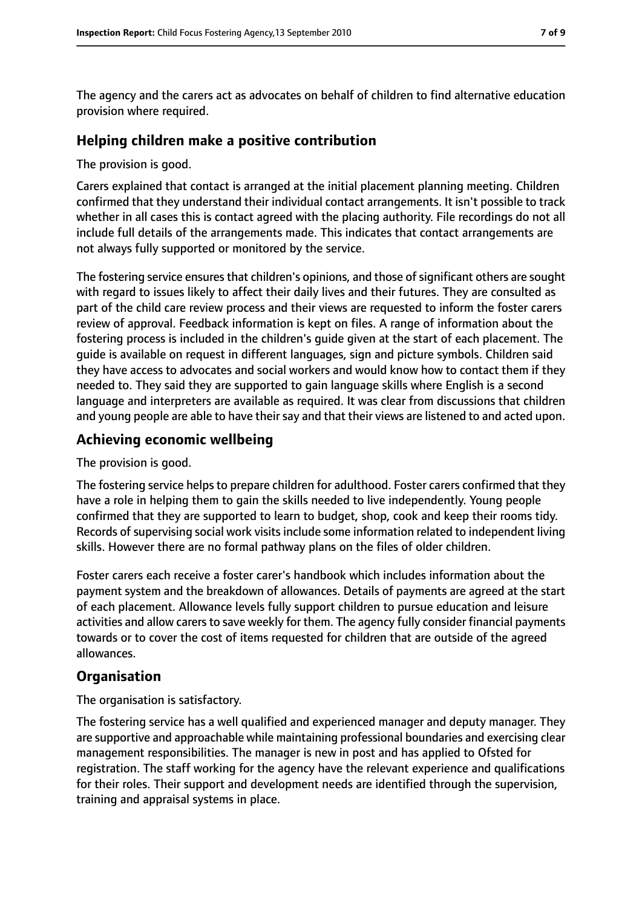The agency and the carers act as advocates on behalf of children to find alternative education provision where required.

## Helping children make a positive contribution

The provision is good.

Carers explained that contact is arranged at the initial placement planning meeting. Children confirmed that they understand their individual contact arrangements. It isn't possible to track whether in all cases this is contact agreed with the placing authority. File recordings do not all include full details of the arrangements made. This indicates that contact arrangements are not always fully supported or monitored by the service.

The fostering service ensures that children's opinions, and those of significant others are sought with regard to issues likely to affect their daily lives and their futures. They are consulted as part of the child care review process and their views are requested to inform the foster carers review of approval. Feedback information is kept on files. A range of information about the fostering process is included in the children's guide given at the start of each placement. The guide is available on request in different languages, sign and picture symbols. Children said they have access to advocates and social workers and would know how to contact them if they needed to. They said they are supported to gain language skills where English is a second language and interpreters are available as required. It was clear from discussions that children and young people are able to have their say and that their views are listened to and acted upon.

## Achieving economic wellbeing

The provision is good.

The fostering service helps to prepare children for adulthood. Foster carers confirmed that they have a role in helping them to gain the skills needed to live independently. Young people confirmed that they are supported to learn to budget, shop, cook and keep their rooms tidy. Records of supervising social work visits include some information related to independent living skills. However there are no formal pathway plans on the files of older children.

Foster carers each receive a foster carer's handbook which includes information about the payment system and the breakdown of allowances. Details of payments are agreed at the start of each placement. Allowance levels fully support children to pursue education and leisure activities and allow carers to save weekly for them. The agency fully consider financial payments towards or to cover the cost of items requested for children that are outside of the agreed allowances.

## Organisation

The organisation is satisfactory.

The fostering service has a well qualified and experienced manager and deputy manager. They are supportive and approachable while maintaining professional boundaries and exercising clear management responsibilities. The manager is new in post and has applied to Ofsted for registration. The staff working for the agency have the relevant experience and qualifications for their roles. Their support and development needs are identified through the supervision, training and appraisal systems in place.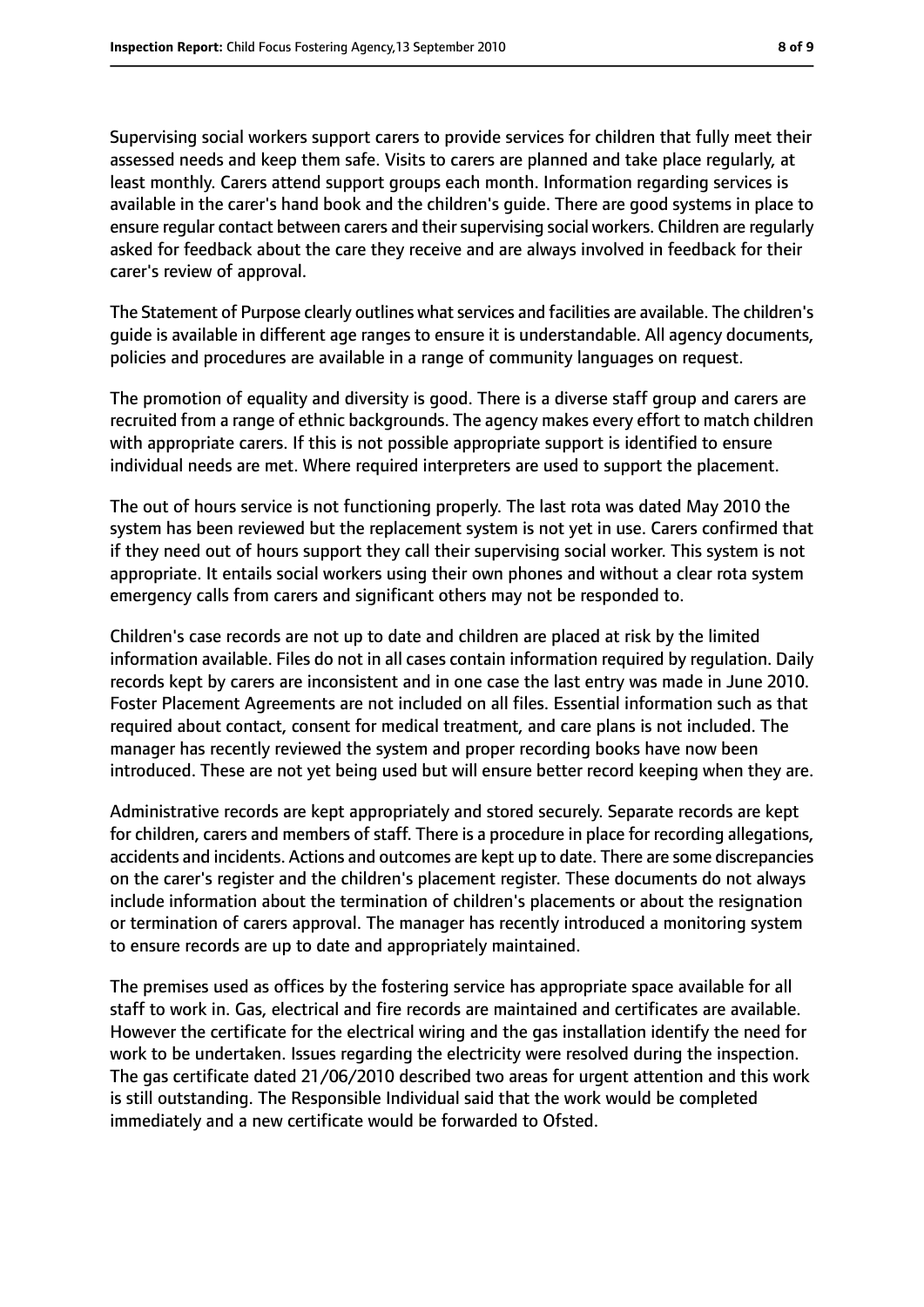Supervising social workers support carers to provide services for children that fully meet their assessed needs and keep them safe. Visits to carers are planned and take place regularly, at least monthly. Carers attend support groups each month. Information regarding services is available in the carer's hand book and the children's guide. There are good systems in place to ensure regular contact between carers and their supervising social workers. Children are regularly asked for feedback about the care they receive and are always involved in feedback for their carer's review of approval.

The Statement of Purpose clearly outlines what services and facilities are available. The children's guide is available in different age ranges to ensure it is understandable. All agency documents, policies and procedures are available in a range of community languages on request.

The promotion of equality and diversity is good. There is a diverse staff group and carers are recruited from a range of ethnic backgrounds. The agency makes every effort to match children with appropriate carers. If this is not possible appropriate support is identified to ensure individual needs are met. Where required interpreters are used to support the placement.

The out of hours service is not functioning properly. The last rota was dated May 2010 the system has been reviewed but the replacement system is not yet in use. Carers confirmed that if they need out of hours support they call their supervising social worker. This system is not appropriate. It entails social workers using their own phones and without a clear rota system emergency calls from carers and significant others may not be responded to.

Children's case records are not up to date and children are placed at risk by the limited information available. Files do not in all cases contain information required by regulation. Daily records kept by carers are inconsistent and in one case the last entry was made in June 2010. Foster Placement Agreements are not included on all files. Essential information such as that required about contact, consent for medical treatment, and care plans is not included. The manager has recently reviewed the system and proper recording books have now been introduced. These are not yet being used but will ensure better record keeping when they are.

Administrative records are kept appropriately and stored securely. Separate records are kept for children, carers and members of staff. There is a procedure in place for recording allegations, accidents and incidents. Actions and outcomes are kept up to date. There are some discrepancies on the carer's register and the children's placement register. These documents do not always include information about the termination of children's placements or about the resignation or termination of carers approval. The manager has recently introduced a monitoring system to ensure records are up to date and appropriately maintained.

The premises used as offices by the fostering service has appropriate space available for all staff to work in. Gas, electrical and fire records are maintained and certificates are available. However the certificate for the electrical wiring and the gas installation identify the need for work to be undertaken. Issues regarding the electricity were resolved during the inspection. The gas certificate dated 21/06/2010 described two areas for urgent attention and this work is still outstanding. The Responsible Individual said that the work would be completed immediately and a new certificate would be forwarded to Ofsted.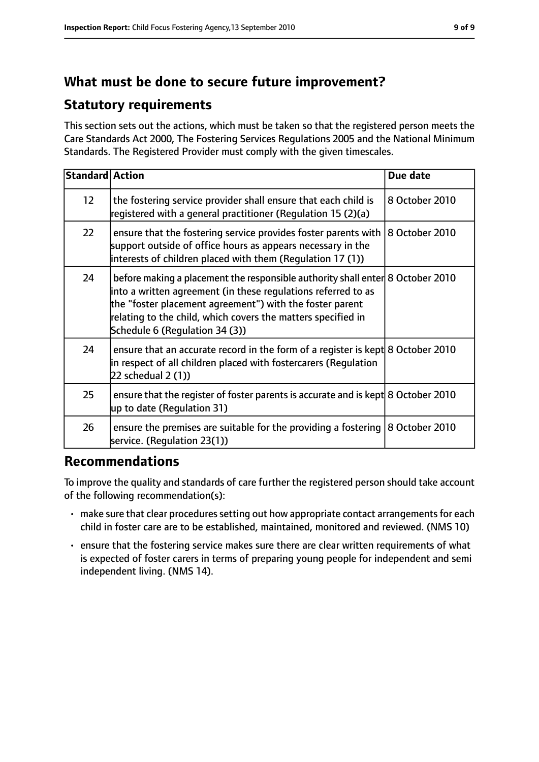## What must be done to secure future improvement?

## Statutory requirements

This section sets out the actions, which must be taken so that the registered person meets the Care Standards Act 2000, The Fostering Services Regulations 2005 and the National Minimum Standards. The Registered Provider must comply with the given timescales.

| Standard | Action | Due date |
|---|---|---|
| 12 | the fostering service provider shall ensure that each child is registered with a general practitioner (Regulation 15 (2)(a) | 8 October 2010 |
| 22 | ensure that the fostering service provides foster parents with support outside of office hours as appears necessary in the interests of children placed with them (Regulation 17 (1)) | 8 October 2010 |
| 24 | before making a placement the responsible authority shall enter into a written agreement (in these regulations referred to as the "foster placement agreement") with the foster parent relating to the child, which covers the matters specified in Schedule 6 (Regulation 34 (3)) | 8 October 2010 |
| 24 | ensure that an accurate record in the form of a register is kept in respect of all children placed with fostercarers (Regulation 22 schedual 2 (1)) | 8 October 2010 |
| 25 | ensure that the register of foster parents is accurate and is kept up to date (Regulation 31) | 8 October 2010 |
| 26 | ensure the premises are suitable for the providing a fostering service. (Regulation 23(1)) | 8 October 2010 |

## Recommendations

To improve the quality and standards of care further the registered person should take account of the following recommendation(s):

- make sure that clear procedures setting out how appropriate contact arrangements for each child in foster care are to be established, maintained, monitored and reviewed. (NMS 10)
- ensure that the fostering service makes sure there are clear written requirements of what is expected of foster carers in terms of preparing young people for independent and semi independent living. (NMS 14).